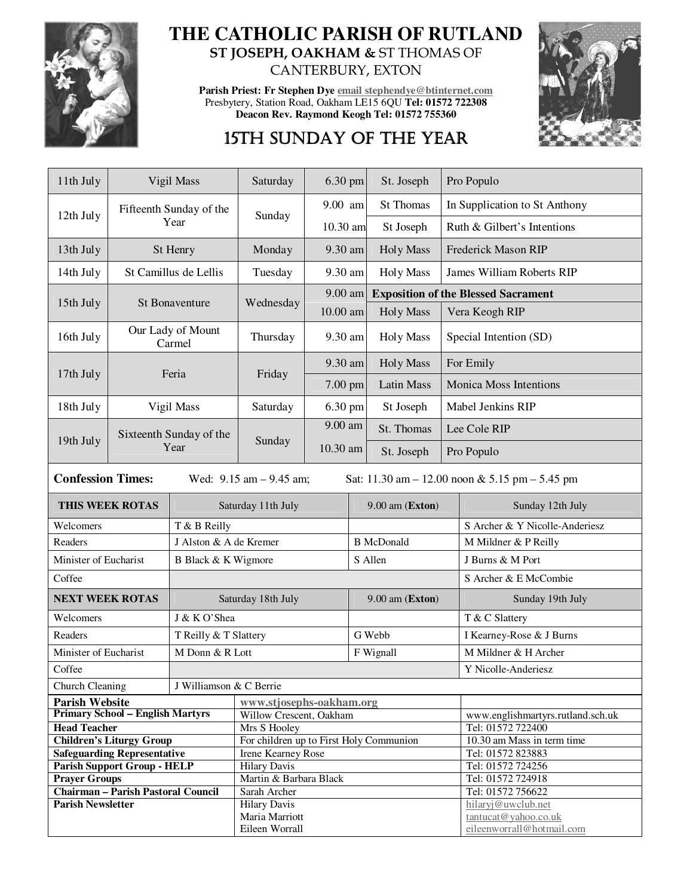# THE CATHOLIC PARISH OF RUTLAND

**ST JOSEPH, OAKHAM &** ST THOMAS OF CANTERBURY, EXTON

**Parish Priest: Fr Stephen Dye** email stephendye@btinternet.com
Presbytery, Station Road, Oakham LE15 6QU **Tel: 01572 722308**
**Deacon Rev. Raymond Keogh Tel: 01572 755360**

## 15TH SUNDAY OF THE YEAR

| Date | Celebration | Day | Time | Location | Intention |
|---|---|---|---|---|---|
| 11th July | Vigil Mass | Saturday | 6.30 pm | St. Joseph | Pro Populo |
| 12th July | Fifteenth Sunday of the Year | Sunday | 9.00 am | St Thomas | In Supplication to St Anthony |
| | | | 10.30 am | St Joseph | Ruth & Gilbert's Intentions |
| 13th July | St Henry | Monday | 9.30 am | Holy Mass | Frederick Mason RIP |
| 14th July | St Camillus de Lellis | Tuesday | 9.30 am | Holy Mass | James William Roberts RIP |
| 15th July | St Bonaventure | Wednesday | 9.00 am | **Exposition of the Blessed Sacrament** | |
| | | | 10.00 am | Holy Mass | Vera Keogh RIP |
| 16th July | Our Lady of Mount Carmel | Thursday | 9.30 am | Holy Mass | Special Intention (SD) |
| 17th July | Feria | Friday | 9.30 am | Holy Mass | For Emily |
| | | | 7.00 pm | Latin Mass | Monica Moss Intentions |
| 18th July | Vigil Mass | Saturday | 6.30 pm | St Joseph | Mabel Jenkins RIP |
| 19th July | Sixteenth Sunday of the Year | Sunday | 9.00 am | St. Thomas | Lee Cole RIP |
| | | | 10.30 am | St. Joseph | Pro Populo |

**Confession Times:** Wed: 9.15 am – 9.45 am; Sat: 11.30 am – 12.00 noon & 5.15 pm – 5.45 pm

| **THIS WEEK ROTAS** | Saturday 11th July | 9.00 am (**Exton**) | Sunday 12th July |
|---|---|---|---|
| Welcomers | T & B Reilly | | S Archer & Y Nicolle-Anderiesz |
| Readers | J Alston & A de Kremer | B McDonald | M Mildner & P Reilly |
| Minister of Eucharist | B Black & K Wigmore | S Allen | J Burns & M Port |
| Coffee | | | S Archer & E McCombie |
| **NEXT WEEK ROTAS** | Saturday 18th July | 9.00 am (**Exton**) | Sunday 19th July |
| Welcomers | J & K O'Shea | | T & C Slattery |
| Readers | T Reilly & T Slattery | G Webb | I Kearney-Rose & J Burns |
| Minister of Eucharist | M Donn & R Lott | F Wignall | M Mildner & H Archer |
| Coffee | | | Y Nicolle-Anderiesz |
| Church Cleaning | J Williamson & C Berrie | | |

| | | |
|---|---|---|
| **Parish Website** | www.stjosephs-oakham.org | |
| **Primary School – English Martyrs** | Willow Crescent, Oakham | www.englishmartyrs.rutland.sch.uk |
| **Head Teacher** | Mrs S Hooley | Tel: 01572 722400 |
| **Children's Liturgy Group** | For children up to First Holy Communion | 10.30 am Mass in term time |
| **Safeguarding Representative** | Irene Kearney Rose | Tel: 01572 823883 |
| **Parish Support Group - HELP** | Hilary Davis | Tel: 01572 724256 |
| **Prayer Groups** | Martin & Barbara Black | Tel: 01572 724918 |
| **Chairman – Parish Pastoral Council** | Sarah Archer | Tel: 01572 756622 |
| **Parish Newsletter** | Hilary Davis<br>Maria Marriott<br>Eileen Worrall | hilaryj@uwclub.net<br>tantucat@yahoo.co.uk<br>eileenworrall@hotmail.com |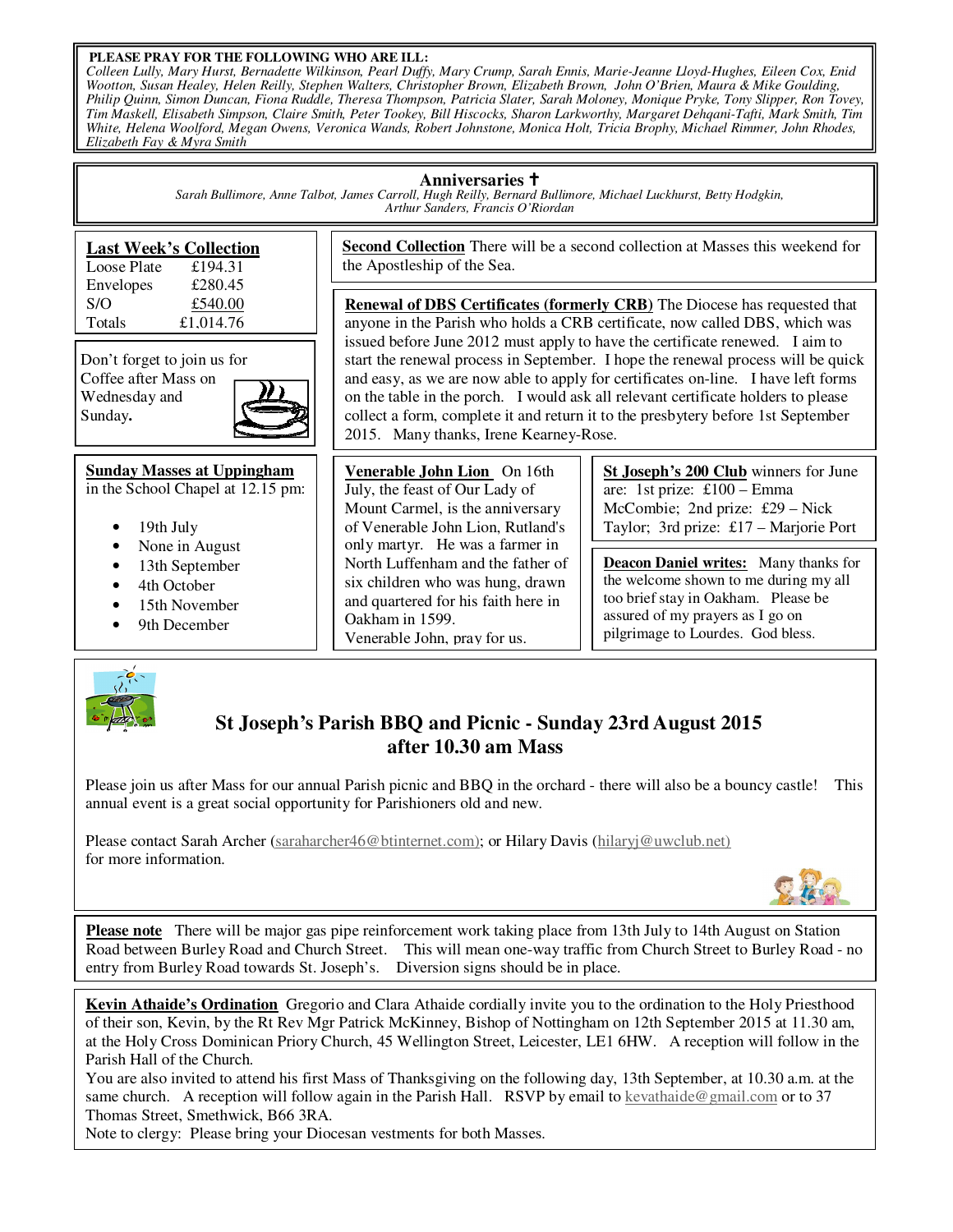**PLEASE PRAY FOR THE FOLLOWING WHO ARE ILL:**
*Colleen Lully, Mary Hurst, Bernadette Wilkinson, Pearl Duffy, Mary Crump, Sarah Ennis, Marie-Jeanne Lloyd-Hughes, Eileen Cox, Enid Wootton, Susan Healey, Helen Reilly, Stephen Walters, Christopher Brown, Elizabeth Brown, John O'Brien, Maura & Mike Goulding, Philip Quinn, Simon Duncan, Fiona Ruddle, Theresa Thompson, Patricia Slater, Sarah Moloney, Monique Pryke, Tony Slipper, Ron Tovey, Tim Maskell, Elisabeth Simpson, Claire Smith, Peter Tookey, Bill Hiscocks, Sharon Larkworthy, Margaret Dehqani-Tafti, Mark Smith, Tim White, Helena Woolford, Megan Owens, Veronica Wands, Robert Johnstone, Monica Holt, Tricia Brophy, Michael Rimmer, John Rhodes, Elizabeth Fay & Myra Smith*

## Anniversaries †

*Sarah Bullimore, Anne Talbot, James Carroll, Hugh Reilly, Bernard Bullimore, Michael Luckhurst, Betty Hodgkin, Arthur Sanders, Francis O'Riordan*

**Last Week's Collection**

| | |
|---|---|
| Loose Plate | £194.31 |
| Envelopes | £280.45 |
| S/O | £540.00 |
| Totals | £1,014.76 |

Don't forget to join us for Coffee after Mass on Wednesday and Sunday**.**

**Second Collection** There will be a second collection at Masses this weekend for the Apostleship of the Sea.

**Renewal of DBS Certificates (formerly CRB)** The Diocese has requested that anyone in the Parish who holds a CRB certificate, now called DBS, which was issued before June 2012 must apply to have the certificate renewed. I aim to start the renewal process in September. I hope the renewal process will be quick and easy, as we are now able to apply for certificates on-line. I have left forms on the table in the porch. I would ask all relevant certificate holders to please collect a form, complete it and return it to the presbytery before 1st September 2015. Many thanks, Irene Kearney-Rose.

**Sunday Masses at Uppingham** in the School Chapel at 12.15 pm:

- 19th July
- None in August
- 13th September
- 4th October
- 15th November
- 9th December

**Venerable John Lion** On 16th July, the feast of Our Lady of Mount Carmel, is the anniversary of Venerable John Lion, Rutland's only martyr. He was a farmer in North Luffenham and the father of six children who was hung, drawn and quartered for his faith here in Oakham in 1599.
Venerable John, pray for us.

**St Joseph's 200 Club** winners for June are: 1st prize: £100 – Emma McCombie; 2nd prize: £29 – Nick Taylor; 3rd prize: £17 – Marjorie Port

**Deacon Daniel writes:** Many thanks for the welcome shown to me during my all too brief stay in Oakham. Please be assured of my prayers as I go on pilgrimage to Lourdes. God bless.

## St Joseph's Parish BBQ and Picnic - Sunday 23rd August 2015 after 10.30 am Mass

Please join us after Mass for our annual Parish picnic and BBQ in the orchard - there will also be a bouncy castle! This annual event is a great social opportunity for Parishioners old and new.

Please contact Sarah Archer (saraharcher46@btinternet.com); or Hilary Davis (hilaryj@uwclub.net) for more information.

**Please note** There will be major gas pipe reinforcement work taking place from 13th July to 14th August on Station Road between Burley Road and Church Street. This will mean one-way traffic from Church Street to Burley Road - no entry from Burley Road towards St. Joseph's. Diversion signs should be in place.

**Kevin Athaide's Ordination** Gregorio and Clara Athaide cordially invite you to the ordination to the Holy Priesthood of their son, Kevin, by the Rt Rev Mgr Patrick McKinney, Bishop of Nottingham on 12th September 2015 at 11.30 am, at the Holy Cross Dominican Priory Church, 45 Wellington Street, Leicester, LE1 6HW. A reception will follow in the Parish Hall of the Church.
You are also invited to attend his first Mass of Thanksgiving on the following day, 13th September, at 10.30 a.m. at the same church. A reception will follow again in the Parish Hall. RSVP by email to kevathaide@gmail.com or to 37 Thomas Street, Smethwick, B66 3RA.
Note to clergy: Please bring your Diocesan vestments for both Masses.